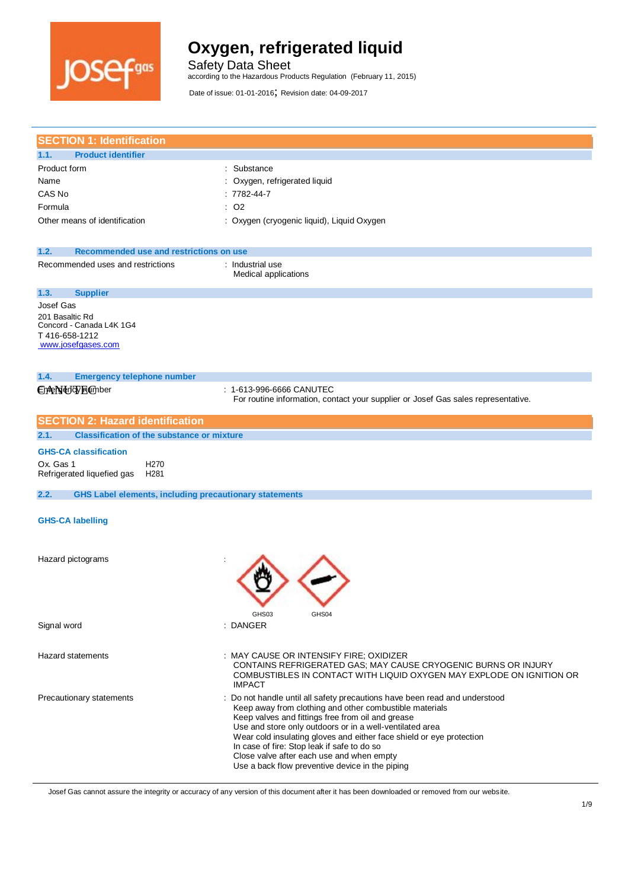# Oxygen, refrigerated liquid

Safety Data Sheet

according to the Hazardous Products Regulation (February 11, 2015)

Date of issue: 01-01-2016; Revision date: 04-09-2017

## SECTION 1: Identification

### 1.1. Product identifier

| | |
|---|---|
| Product form | : Substance |
| Name | : Oxygen, refrigerated liquid |
| CAS No | : 7782-44-7 |
| Formula | : O2 |
| Other means of identification | : Oxygen (cryogenic liquid), Liquid Oxygen |

### 1.2. Recommended use and restrictions on use

Recommended uses and restrictions : Industrial use
Medical applications

### 1.3. Supplier

Josef Gas
201 Basaltic Rd
Concord - Canada L4K 1G4
T 416-658-1212
www.josefgases.com

### 1.4. Emergency telephone number

Emergency number : 1-613-996-6666 CANUTEC
For routine information, contact your supplier or Josef Gas sales representative.

## SECTION 2: Hazard identification

### 2.1. Classification of the substance or mixture

**GHS-CA classification**

| | |
|---|---|
| Ox. Gas 1 | H270 |
| Refrigerated liquefied gas | H281 |

### 2.2. GHS Label elements, including precautionary statements

**GHS-CA labelling**

Hazard pictograms : GHS03 GHS04

Signal word : DANGER

Hazard statements : MAY CAUSE OR INTENSIFY FIRE; OXIDIZER
CONTAINS REFRIGERATED GAS; MAY CAUSE CRYOGENIC BURNS OR INJURY
COMBUSTIBLES IN CONTACT WITH LIQUID OXYGEN MAY EXPLODE ON IGNITION OR IMPACT

Precautionary statements : Do not handle until all safety precautions have been read and understood
Keep away from clothing and other combustible materials
Keep valves and fittings free from oil and grease
Use and store only outdoors or in a well-ventilated area
Wear cold insulating gloves and either face shield or eye protection
In case of fire: Stop leak if safe to do so
Close valve after each use and when empty
Use a back flow preventive device in the piping

Josef Gas cannot assure the integrity or accuracy of any version of this document after it has been downloaded or removed from our website.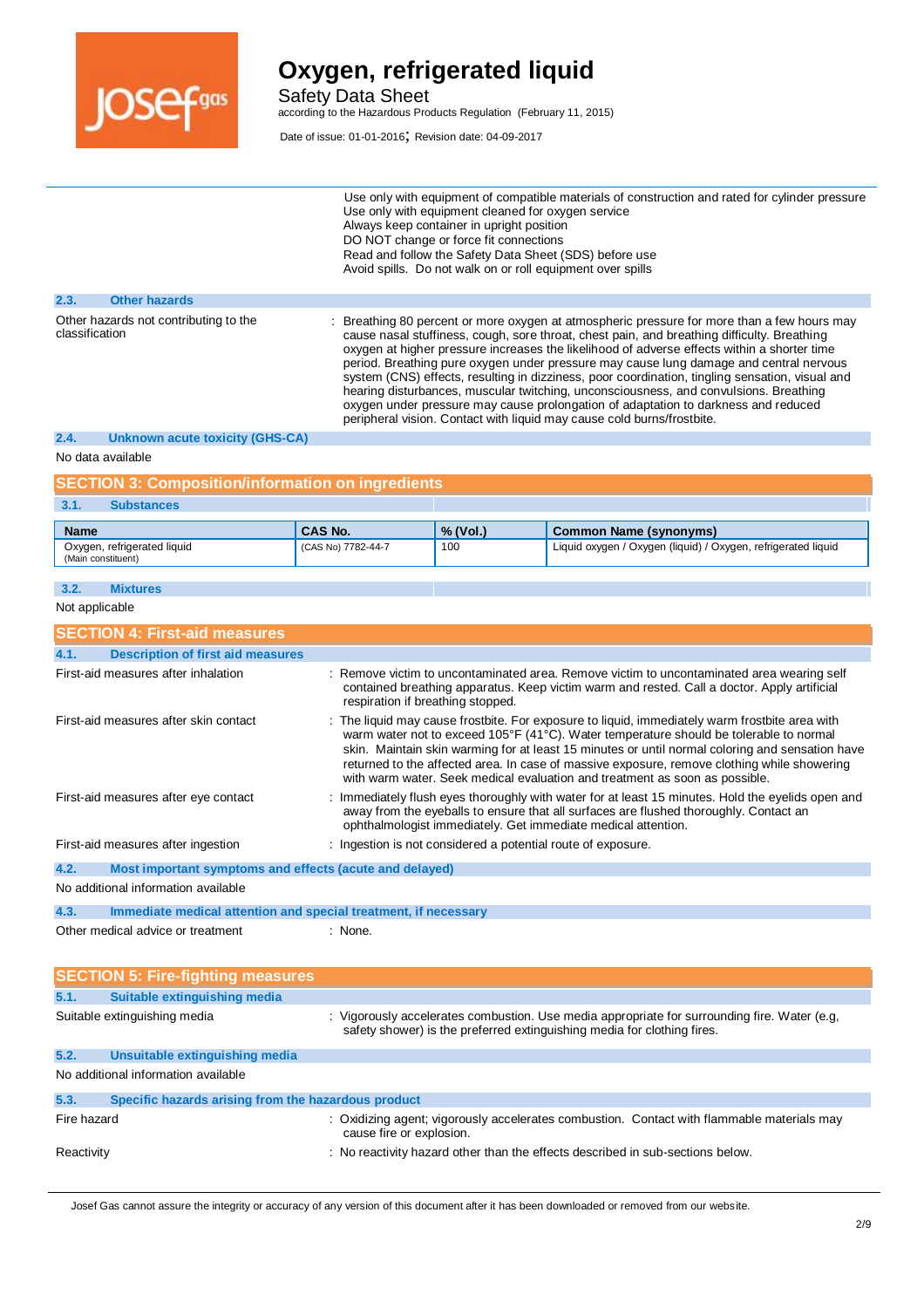Use only with equipment of compatible materials of construction and rated for cylinder pressure
Use only with equipment cleaned for oxygen service
Always keep container in upright position
DO NOT change or force fit connections
Read and follow the Safety Data Sheet (SDS) before use
Avoid spills. Do not walk on or roll equipment over spills

### 2.3. Other hazards

Other hazards not contributing to the classification : Breathing 80 percent or more oxygen at atmospheric pressure for more than a few hours may cause nasal stuffiness, cough, sore throat, chest pain, and breathing difficulty. Breathing oxygen at higher pressure increases the likelihood of adverse effects within a shorter time period. Breathing pure oxygen under pressure may cause lung damage and central nervous system (CNS) effects, resulting in dizziness, poor coordination, tingling sensation, visual and hearing disturbances, muscular twitching, unconsciousness, and convulsions. Breathing oxygen under pressure may cause prolongation of adaptation to darkness and reduced peripheral vision. Contact with liquid may cause cold burns/frostbite.

### 2.4. Unknown acute toxicity (GHS-CA)

No data available

## SECTION 3: Composition/information on ingredients

### 3.1. Substances

| Name | CAS No. | % (Vol.) | Common Name (synonyms) |
|---|---|---|---|
| Oxygen, refrigerated liquid (Main constituent) | (CAS No) 7782-44-7 | 100 | Liquid oxygen / Oxygen (liquid) / Oxygen, refrigerated liquid |

### 3.2. Mixtures

Not applicable

## SECTION 4: First-aid measures

### 4.1. Description of first aid measures

First-aid measures after inhalation : Remove victim to uncontaminated area. Remove victim to uncontaminated area wearing self contained breathing apparatus. Keep victim warm and rested. Call a doctor. Apply artificial respiration if breathing stopped.

First-aid measures after skin contact : The liquid may cause frostbite. For exposure to liquid, immediately warm frostbite area with warm water not to exceed 105°F (41°C). Water temperature should be tolerable to normal skin. Maintain skin warming for at least 15 minutes or until normal coloring and sensation have returned to the affected area. In case of massive exposure, remove clothing while showering with warm water. Seek medical evaluation and treatment as soon as possible.

First-aid measures after eye contact : Immediately flush eyes thoroughly with water for at least 15 minutes. Hold the eyelids open and away from the eyeballs to ensure that all surfaces are flushed thoroughly. Contact an ophthalmologist immediately. Get immediate medical attention.

First-aid measures after ingestion : Ingestion is not considered a potential route of exposure.

### 4.2. Most important symptoms and effects (acute and delayed)

No additional information available

### 4.3. Immediate medical attention and special treatment, if necessary

Other medical advice or treatment : None.

## SECTION 5: Fire-fighting measures

### 5.1. Suitable extinguishing media

Suitable extinguishing media : Vigorously accelerates combustion. Use media appropriate for surrounding fire. Water (e.g, safety shower) is the preferred extinguishing media for clothing fires.

### 5.2. Unsuitable extinguishing media

No additional information available

### 5.3. Specific hazards arising from the hazardous product

Fire hazard : Oxidizing agent; vigorously accelerates combustion. Contact with flammable materials may cause fire or explosion.

Reactivity : No reactivity hazard other than the effects described in sub-sections below.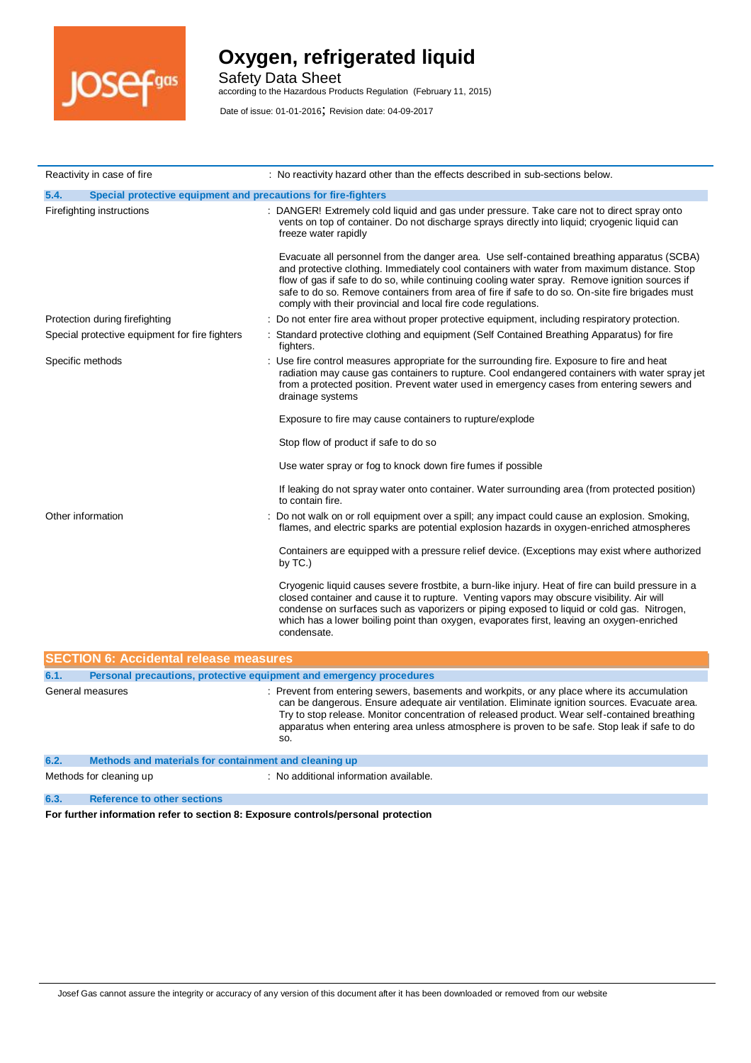| | |
|---|---|
| Reactivity in case of fire | : No reactivity hazard other than the effects described in sub-sections below. |

### 5.4. Special protective equipment and precautions for fire-fighters

| | |
|---|---|
| Firefighting instructions | : DANGER! Extremely cold liquid and gas under pressure. Take care not to direct spray onto vents on top of container. Do not discharge sprays directly into liquid; cryogenic liquid can freeze water rapidly<br><br>Evacuate all personnel from the danger area. Use self-contained breathing apparatus (SCBA) and protective clothing. Immediately cool containers with water from maximum distance. Stop flow of gas if safe to do so, while continuing cooling water spray. Remove ignition sources if safe to do so. Remove containers from area of fire if safe to do so. On-site fire brigades must comply with their provincial and local fire code regulations. |
| Protection during firefighting | : Do not enter fire area without proper protective equipment, including respiratory protection. |
| Special protective equipment for fire fighters | : Standard protective clothing and equipment (Self Contained Breathing Apparatus) for fire fighters. |
| Specific methods | : Use fire control measures appropriate for the surrounding fire. Exposure to fire and heat radiation may cause gas containers to rupture. Cool endangered containers with water spray jet from a protected position. Prevent water used in emergency cases from entering sewers and drainage systems<br><br>Exposure to fire may cause containers to rupture/explode<br><br>Stop flow of product if safe to do so<br><br>Use water spray or fog to knock down fire fumes if possible<br><br>If leaking do not spray water onto container. Water surrounding area (from protected position) to contain fire. |
| Other information | : Do not walk on or roll equipment over a spill; any impact could cause an explosion. Smoking, flames, and electric sparks are potential explosion hazards in oxygen-enriched atmospheres<br><br>Containers are equipped with a pressure relief device. (Exceptions may exist where authorized by TC.)<br><br>Cryogenic liquid causes severe frostbite, a burn-like injury. Heat of fire can build pressure in a closed container and cause it to rupture. Venting vapors may obscure visibility. Air will condense on surfaces such as vaporizers or piping exposed to liquid or cold gas. Nitrogen, which has a lower boiling point than oxygen, evaporates first, leaving an oxygen-enriched condensate. |

## SECTION 6: Accidental release measures

### 6.1. Personal precautions, protective equipment and emergency procedures

| | |
|---|---|
| General measures | : Prevent from entering sewers, basements and workpits, or any place where its accumulation can be dangerous. Ensure adequate air ventilation. Eliminate ignition sources. Evacuate area. Try to stop release. Monitor concentration of released product. Wear self-contained breathing apparatus when entering area unless atmosphere is proven to be safe. Stop leak if safe to do so. |

### 6.2. Methods and materials for containment and cleaning up

| | |
|---|---|
| Methods for cleaning up | : No additional information available. |

### 6.3. Reference to other sections

**For further information refer to section 8: Exposure controls/personal protection**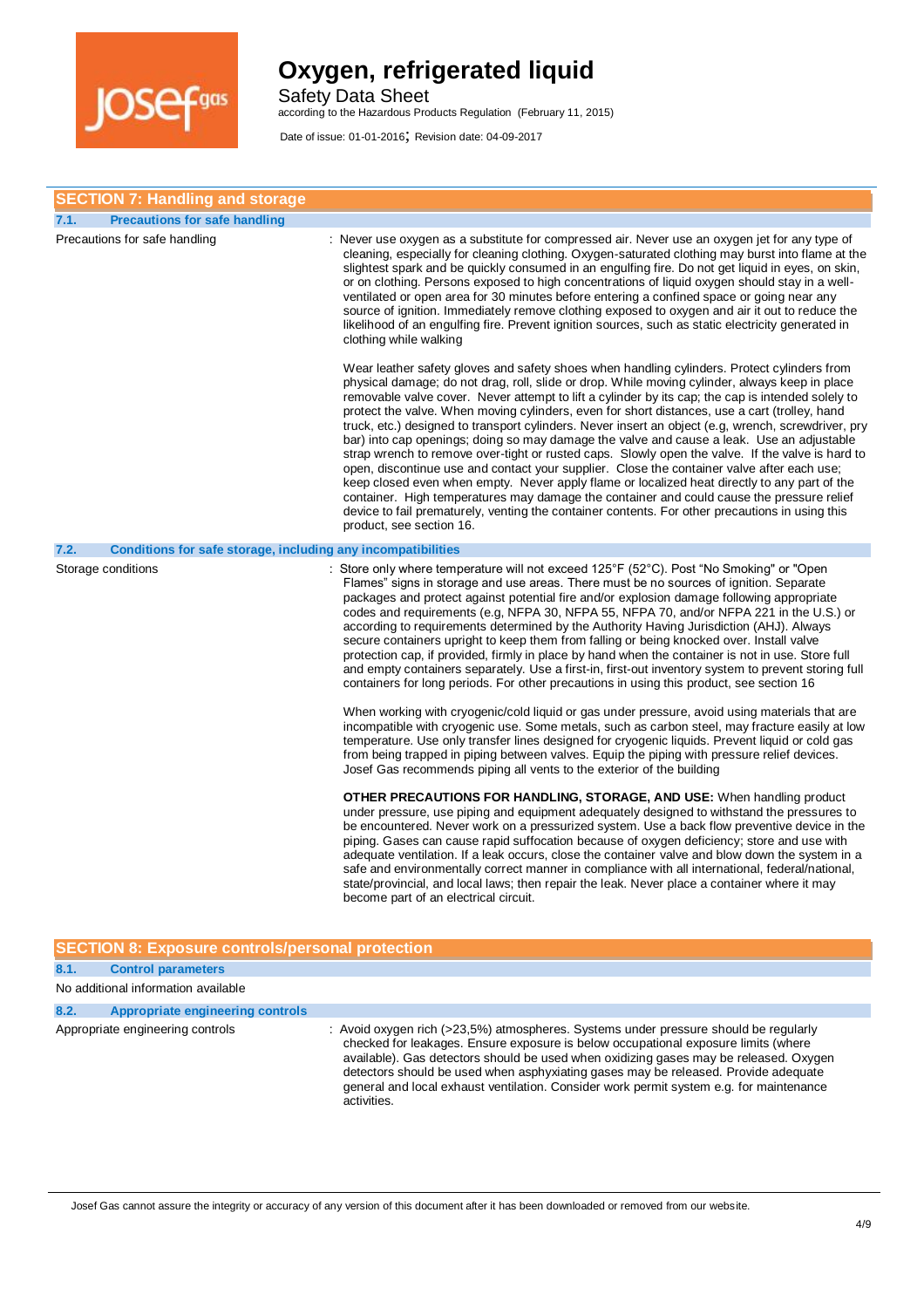## SECTION 7: Handling and storage

### 7.1. Precautions for safe handling

Precautions for safe handling : Never use oxygen as a substitute for compressed air. Never use an oxygen jet for any type of cleaning, especially for cleaning clothing. Oxygen-saturated clothing may burst into flame at the slightest spark and be quickly consumed in an engulfing fire. Do not get liquid in eyes, on skin, or on clothing. Persons exposed to high concentrations of liquid oxygen should stay in a well-ventilated or open area for 30 minutes before entering a confined space or going near any source of ignition. Immediately remove clothing exposed to oxygen and air it out to reduce the likelihood of an engulfing fire. Prevent ignition sources, such as static electricity generated in clothing while walking

Wear leather safety gloves and safety shoes when handling cylinders. Protect cylinders from physical damage; do not drag, roll, slide or drop. While moving cylinder, always keep in place removable valve cover. Never attempt to lift a cylinder by its cap; the cap is intended solely to protect the valve. When moving cylinders, even for short distances, use a cart (trolley, hand truck, etc.) designed to transport cylinders. Never insert an object (e.g, wrench, screwdriver, pry bar) into cap openings; doing so may damage the valve and cause a leak. Use an adjustable strap wrench to remove over-tight or rusted caps. Slowly open the valve. If the valve is hard to open, discontinue use and contact your supplier. Close the container valve after each use; keep closed even when empty. Never apply flame or localized heat directly to any part of the container. High temperatures may damage the container and could cause the pressure relief device to fail prematurely, venting the container contents. For other precautions in using this product, see section 16.

### 7.2. Conditions for safe storage, including any incompatibilities

Storage conditions : Store only where temperature will not exceed 125°F (52°C). Post "No Smoking" or "Open Flames" signs in storage and use areas. There must be no sources of ignition. Separate packages and protect against potential fire and/or explosion damage following appropriate codes and requirements (e.g, NFPA 30, NFPA 55, NFPA 70, and/or NFPA 221 in the U.S.) or according to requirements determined by the Authority Having Jurisdiction (AHJ). Always secure containers upright to keep them from falling or being knocked over. Install valve protection cap, if provided, firmly in place by hand when the container is not in use. Store full and empty containers separately. Use a first-in, first-out inventory system to prevent storing full containers for long periods. For other precautions in using this product, see section 16

When working with cryogenic/cold liquid or gas under pressure, avoid using materials that are incompatible with cryogenic use. Some metals, such as carbon steel, may fracture easily at low temperature. Use only transfer lines designed for cryogenic liquids. Prevent liquid or cold gas from being trapped in piping between valves. Equip the piping with pressure relief devices. Josef Gas recommends piping all vents to the exterior of the building

**OTHER PRECAUTIONS FOR HANDLING, STORAGE, AND USE:** When handling product under pressure, use piping and equipment adequately designed to withstand the pressures to be encountered. Never work on a pressurized system. Use a back flow preventive device in the piping. Gases can cause rapid suffocation because of oxygen deficiency; store and use with adequate ventilation. If a leak occurs, close the container valve and blow down the system in a safe and environmentally correct manner in compliance with all international, federal/national, state/provincial, and local laws; then repair the leak. Never place a container where it may become part of an electrical circuit.

## SECTION 8: Exposure controls/personal protection

### 8.1. Control parameters

No additional information available

### 8.2. Appropriate engineering controls

Appropriate engineering controls : Avoid oxygen rich (>23,5%) atmospheres. Systems under pressure should be regularly checked for leakages. Ensure exposure is below occupational exposure limits (where available). Gas detectors should be used when oxidizing gases may be released. Oxygen detectors should be used when asphyxiating gases may be released. Provide adequate general and local exhaust ventilation. Consider work permit system e.g. for maintenance activities.

Josef Gas cannot assure the integrity or accuracy of any version of this document after it has been downloaded or removed from our website.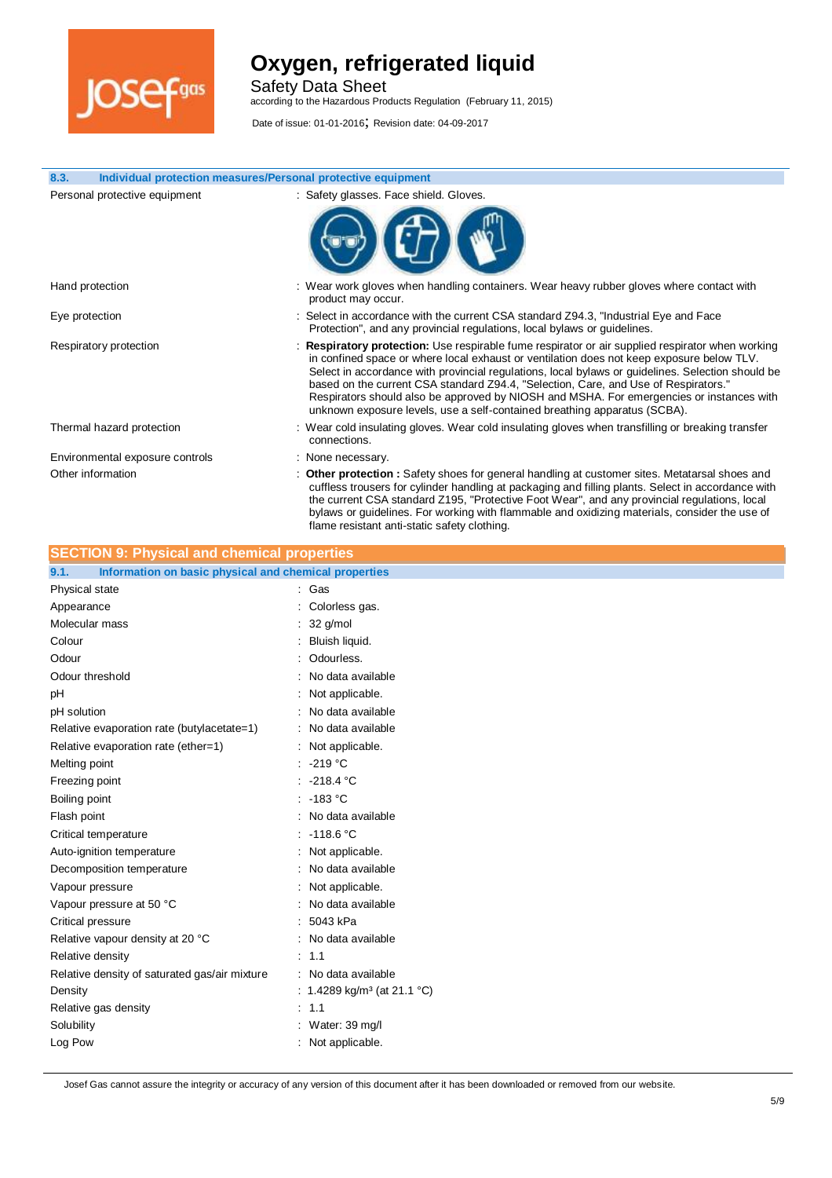# Oxygen, refrigerated liquid

Safety Data Sheet
according to the Hazardous Products Regulation (February 11, 2015)

Date of issue: 01-01-2016; Revision date: 04-09-2017

### 8.3. Individual protection measures/Personal protective equipment

| | |
|---|---|
| Personal protective equipment | : Safety glasses. Face shield. Gloves. |
| Hand protection | : Wear work gloves when handling containers. Wear heavy rubber gloves where contact with product may occur. |
| Eye protection | : Select in accordance with the current CSA standard Z94.3, "Industrial Eye and Face Protection", and any provincial regulations, local bylaws or guidelines. |
| Respiratory protection | : **Respiratory protection:** Use respirable fume respirator or air supplied respirator when working in confined space or where local exhaust or ventilation does not keep exposure below TLV. Select in accordance with provincial regulations, local bylaws or guidelines. Selection should be based on the current CSA standard Z94.4, "Selection, Care, and Use of Respirators." Respirators should also be approved by NIOSH and MSHA. For emergencies or instances with unknown exposure levels, use a self-contained breathing apparatus (SCBA). |
| Thermal hazard protection | : Wear cold insulating gloves. Wear cold insulating gloves when transfilling or breaking transfer connections. |
| Environmental exposure controls | : None necessary. |
| Other information | : **Other protection :** Safety shoes for general handling at customer sites. Metatarsal shoes and cuffless trousers for cylinder handling at packaging and filling plants. Select in accordance with the current CSA standard Z195, "Protective Foot Wear", and any provincial regulations, local bylaws or guidelines. For working with flammable and oxidizing materials, consider the use of flame resistant anti-static safety clothing. |

## SECTION 9: Physical and chemical properties

### 9.1. Information on basic physical and chemical properties

| | |
|---|---|
| Physical state | : Gas |
| Appearance | : Colorless gas. |
| Molecular mass | : 32 g/mol |
| Colour | : Bluish liquid. |
| Odour | : Odourless. |
| Odour threshold | : No data available |
| pH | : Not applicable. |
| pH solution | : No data available |
| Relative evaporation rate (butylacetate=1) | : No data available |
| Relative evaporation rate (ether=1) | : Not applicable. |
| Melting point | : -219 °C |
| Freezing point | : -218.4 °C |
| Boiling point | : -183 °C |
| Flash point | : No data available |
| Critical temperature | : -118.6 °C |
| Auto-ignition temperature | : Not applicable. |
| Decomposition temperature | : No data available |
| Vapour pressure | : Not applicable. |
| Vapour pressure at 50 °C | : No data available |
| Critical pressure | : 5043 kPa |
| Relative vapour density at 20 °C | : No data available |
| Relative density | : 1.1 |
| Relative density of saturated gas/air mixture | : No data available |
| Density | : 1.4289 kg/m³ (at 21.1 °C) |
| Relative gas density | : 1.1 |
| Solubility | : Water: 39 mg/l |
| Log Pow | : Not applicable. |

Josef Gas cannot assure the integrity or accuracy of any version of this document after it has been downloaded or removed from our website.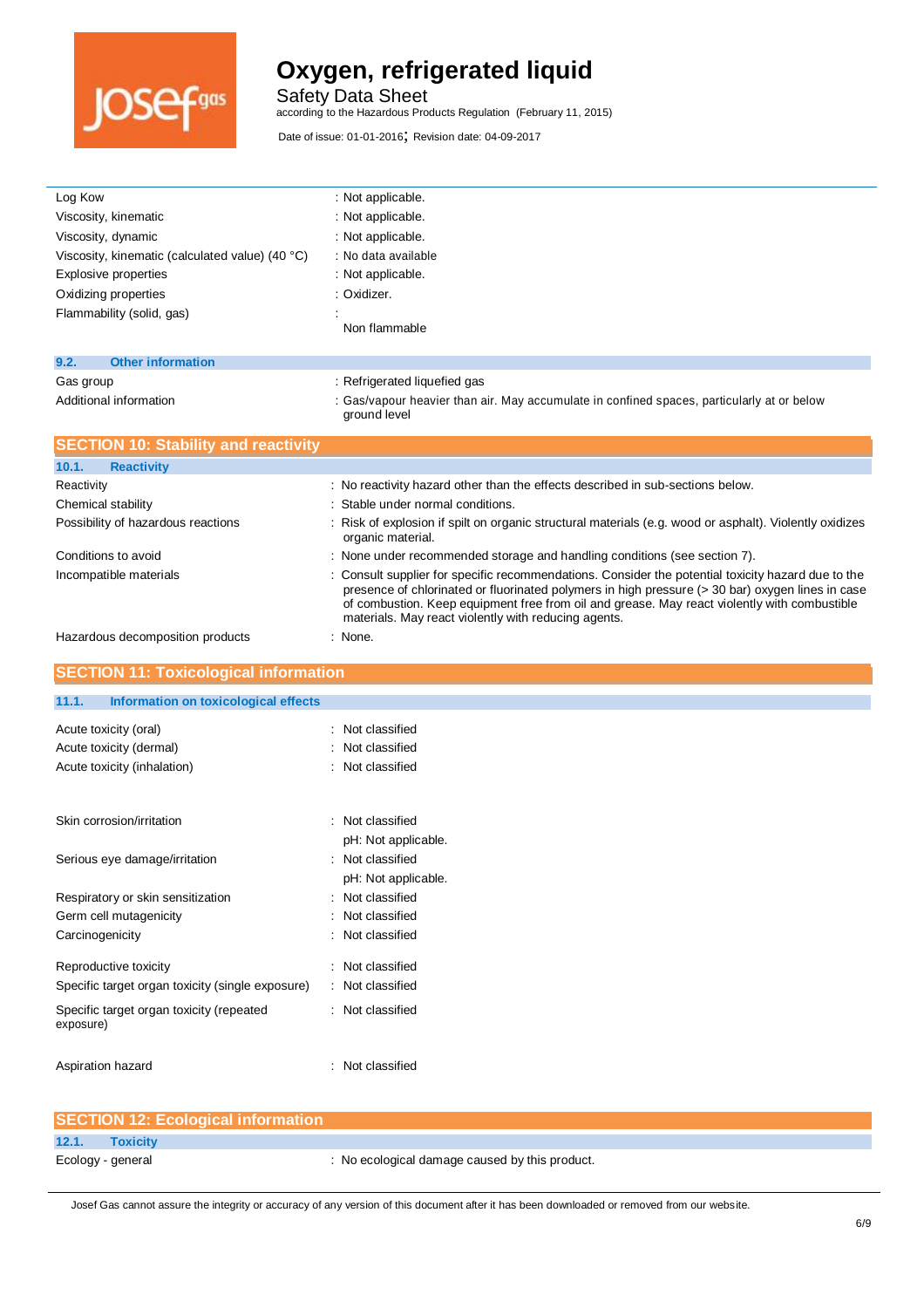| | |
|---|---|
| Log Kow | : Not applicable. |
| Viscosity, kinematic | : Not applicable. |
| Viscosity, dynamic | : Not applicable. |
| Viscosity, kinematic (calculated value) (40 °C) | : No data available |
| Explosive properties | : Not applicable. |
| Oxidizing properties | : Oxidizer. |
| Flammability (solid, gas) | : Non flammable |

### 9.2. Other information

| | |
|---|---|
| Gas group | : Refrigerated liquefied gas |
| Additional information | : Gas/vapour heavier than air. May accumulate in confined spaces, particularly at or below ground level |

## SECTION 10: Stability and reactivity

### 10.1. Reactivity

| | |
|---|---|
| Reactivity | : No reactivity hazard other than the effects described in sub-sections below. |
| Chemical stability | : Stable under normal conditions. |
| Possibility of hazardous reactions | : Risk of explosion if spilt on organic structural materials (e.g. wood or asphalt). Violently oxidizes organic material. |
| Conditions to avoid | : None under recommended storage and handling conditions (see section 7). |
| Incompatible materials | : Consult supplier for specific recommendations. Consider the potential toxicity hazard due to the presence of chlorinated or fluorinated polymers in high pressure (> 30 bar) oxygen lines in case of combustion. Keep equipment free from oil and grease. May react violently with combustible materials. May react violently with reducing agents. |
| Hazardous decomposition products | : None. |

## SECTION 11: Toxicological information

### 11.1. Information on toxicological effects

| | |
|---|---|
| Acute toxicity (oral) | : Not classified |
| Acute toxicity (dermal) | : Not classified |
| Acute toxicity (inhalation) | : Not classified |
| Skin corrosion/irritation | : Not classified<br>pH: Not applicable. |
| Serious eye damage/irritation | : Not classified<br>pH: Not applicable. |
| Respiratory or skin sensitization | : Not classified |
| Germ cell mutagenicity | : Not classified |
| Carcinogenicity | : Not classified |
| Reproductive toxicity | : Not classified |
| Specific target organ toxicity (single exposure) | : Not classified |
| Specific target organ toxicity (repeated exposure) | : Not classified |
| Aspiration hazard | : Not classified |

## SECTION 12: Ecological information

### 12.1. Toxicity

| | |
|---|---|
| Ecology - general | : No ecological damage caused by this product. |

Josef Gas cannot assure the integrity or accuracy of any version of this document after it has been downloaded or removed from our website.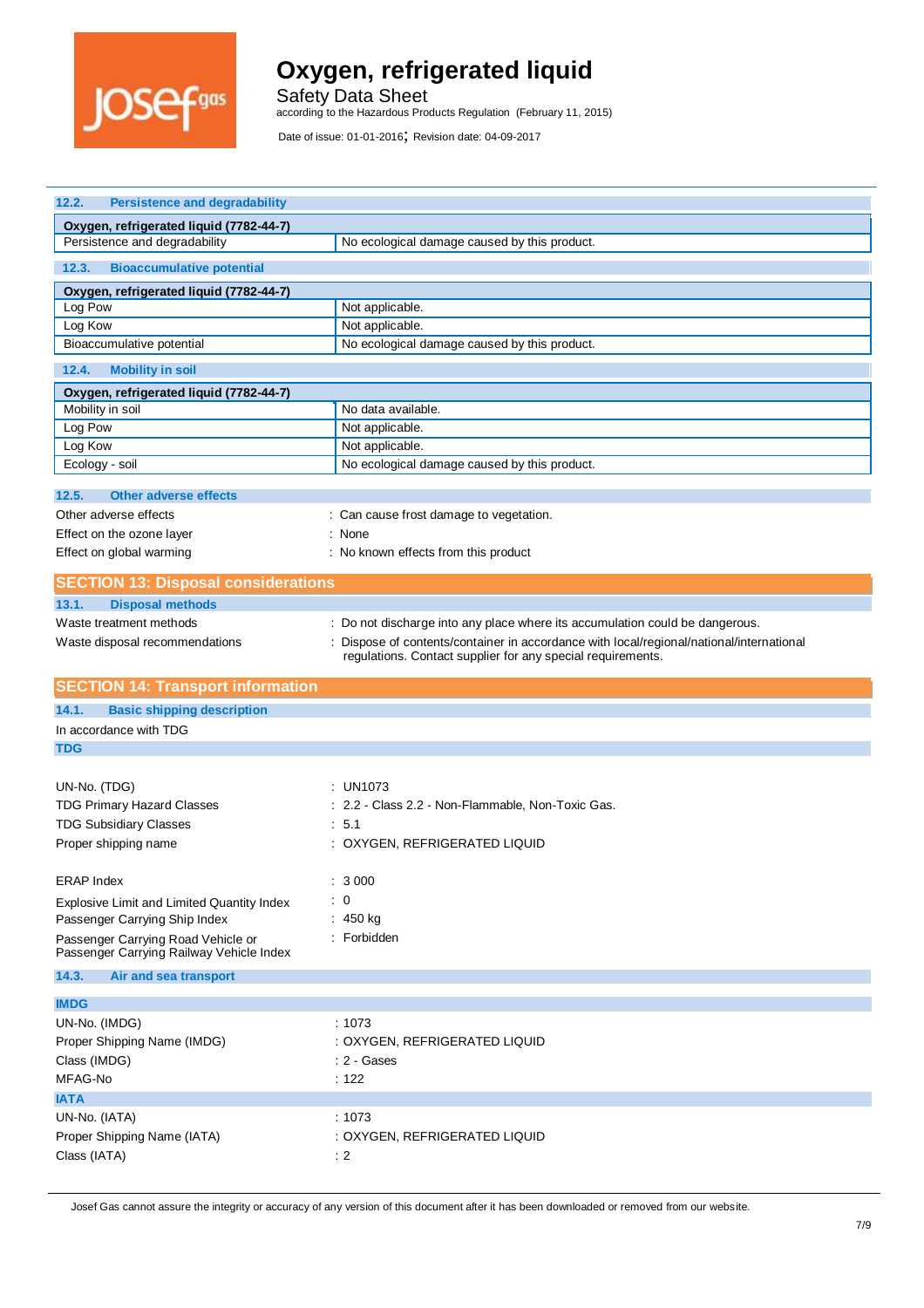### 12.2. Persistence and degradability

| Oxygen, refrigerated liquid (7782-44-7) | |
|---|---|
| Persistence and degradability | No ecological damage caused by this product. |

### 12.3. Bioaccumulative potential

| Oxygen, refrigerated liquid (7782-44-7) | |
|---|---|
| Log Pow | Not applicable. |
| Log Kow | Not applicable. |
| Bioaccumulative potential | No ecological damage caused by this product. |

### 12.4. Mobility in soil

| Oxygen, refrigerated liquid (7782-44-7) | |
|---|---|
| Mobility in soil | No data available. |
| Log Pow | Not applicable. |
| Log Kow | Not applicable. |
| Ecology - soil | No ecological damage caused by this product. |

### 12.5. Other adverse effects

Other adverse effects : Can cause frost damage to vegetation.

Effect on the ozone layer : None

Effect on global warming : No known effects from this product

## SECTION 13: Disposal considerations

### 13.1. Disposal methods

Waste treatment methods : Do not discharge into any place where its accumulation could be dangerous.

Waste disposal recommendations : Dispose of contents/container in accordance with local/regional/national/international regulations. Contact supplier for any special requirements.

## SECTION 14: Transport information

### 14.1. Basic shipping description

In accordance with TDG

**TDG**

UN-No. (TDG) : UN1073

TDG Primary Hazard Classes : 2.2 - Class 2.2 - Non-Flammable, Non-Toxic Gas.

TDG Subsidiary Classes : 5.1

Proper shipping name : OXYGEN, REFRIGERATED LIQUID

ERAP Index : 3 000

Explosive Limit and Limited Quantity Index : 0

Passenger Carrying Ship Index : 450 kg

Passenger Carrying Road Vehicle or Passenger Carrying Railway Vehicle Index : Forbidden

### 14.3. Air and sea transport

**IMDG**

UN-No. (IMDG) : 1073

Proper Shipping Name (IMDG) : OXYGEN, REFRIGERATED LIQUID

Class (IMDG) : 2 - Gases

MFAG-No : 122

**IATA**

UN-No. (IATA) : 1073

Proper Shipping Name (IATA) : OXYGEN, REFRIGERATED LIQUID

Class (IATA) : 2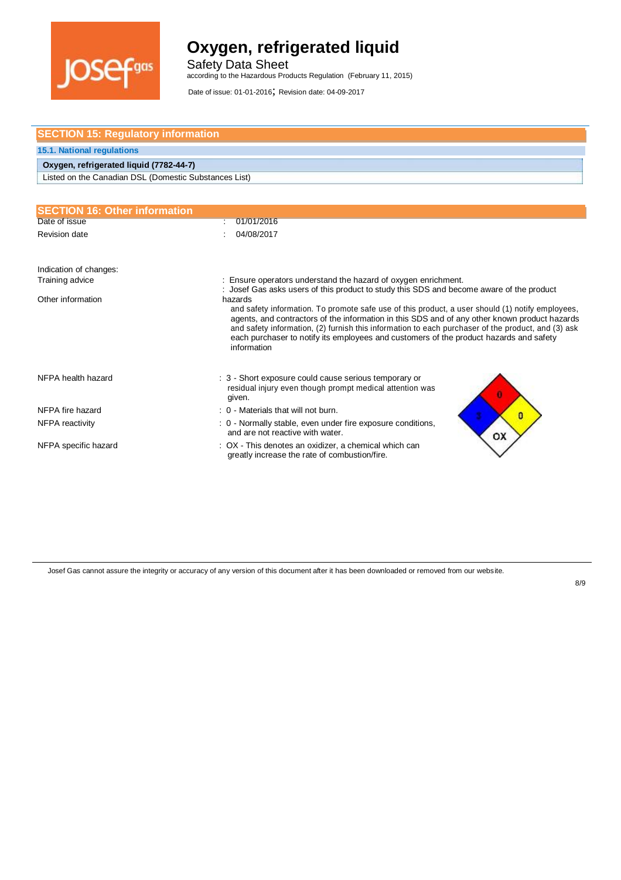## SECTION 15: Regulatory information

### 15.1. National regulations

| Oxygen, refrigerated liquid (7782-44-7) |
|---|
| Listed on the Canadian DSL (Domestic Substances List) |

## SECTION 16: Other information

| | |
|---|---|
| Date of issue | : 01/01/2016 |
| Revision date | : 04/08/2017 |

Indication of changes:

| | |
|---|---|
| Training advice | : Ensure operators understand the hazard of oxygen enrichment. |
| Other information | : Josef Gas asks users of this product to study this SDS and become aware of the product hazards and safety information. To promote safe use of this product, a user should (1) notify employees, agents, and contractors of the information in this SDS and of any other known product hazards and safety information, (2) furnish this information to each purchaser of the product, and (3) ask each purchaser to notify its employees and customers of the product hazards and safety information |

| | |
|---|---|
| NFPA health hazard | : 3 - Short exposure could cause serious temporary or residual injury even though prompt medical attention was given. |
| NFPA fire hazard | : 0 - Materials that will not burn. |
| NFPA reactivity | : 0 - Normally stable, even under fire exposure conditions, and are not reactive with water. |
| NFPA specific hazard | : OX - This denotes an oxidizer, a chemical which can greatly increase the rate of combustion/fire. |

Josef Gas cannot assure the integrity or accuracy of any version of this document after it has been downloaded or removed from our website.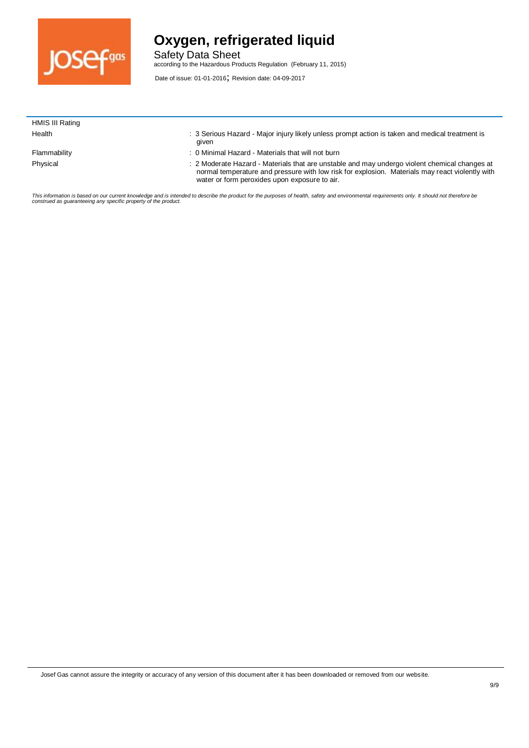HMIS III Rating

| | |
|---|---|
| Health | : 3 Serious Hazard - Major injury likely unless prompt action is taken and medical treatment is given |
| Flammability | : 0 Minimal Hazard - Materials that will not burn |
| Physical | : 2 Moderate Hazard - Materials that are unstable and may undergo violent chemical changes at normal temperature and pressure with low risk for explosion. Materials may react violently with water or form peroxides upon exposure to air. |

*This information is based on our current knowledge and is intended to describe the product for the purposes of health, safety and environmental requirements only. It should not therefore be construed as guaranteeing any specific property of the product.*